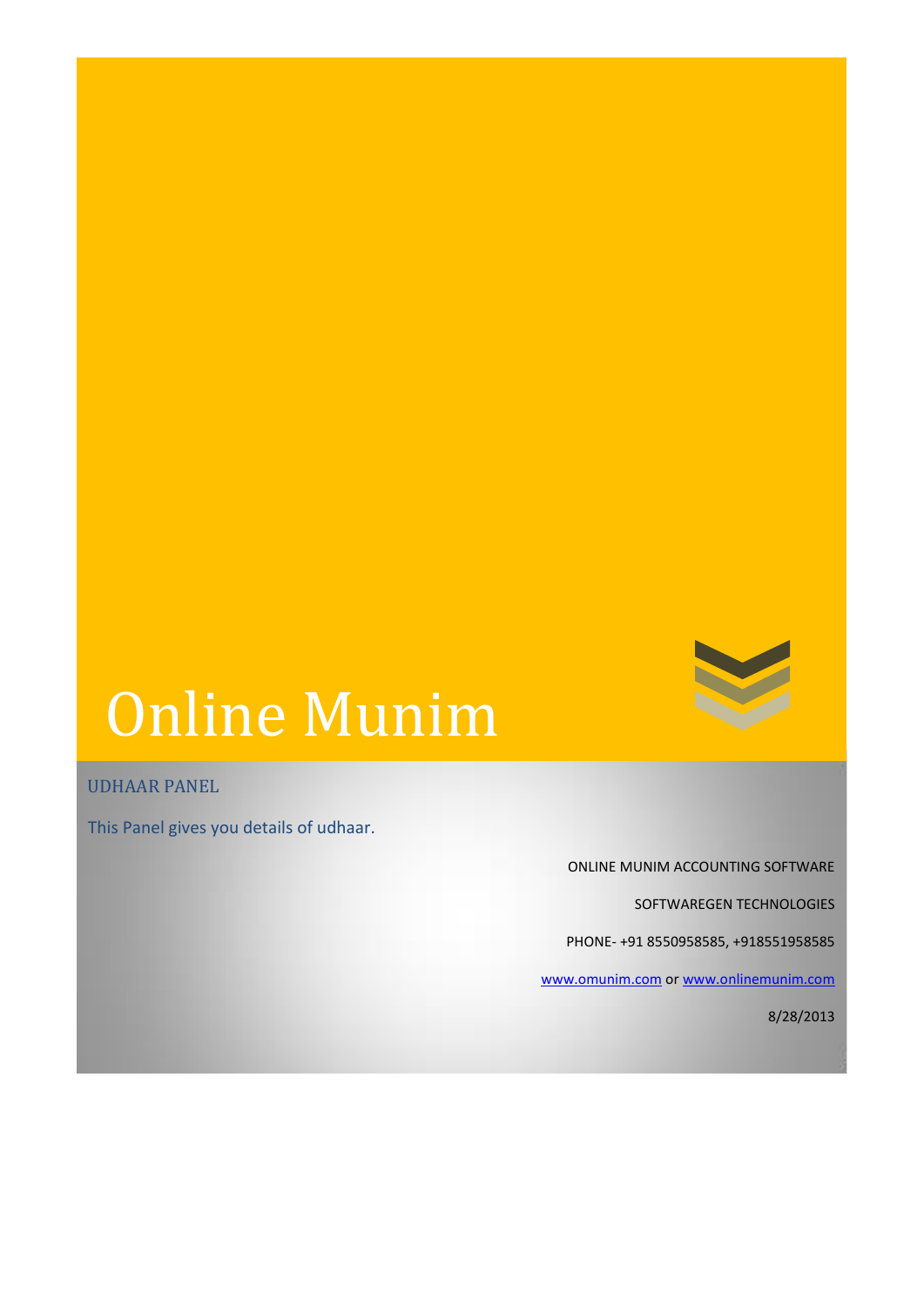# Online Munim

## UDHAAR PANEL

This Panel gives you details of udhaar.

ONLINE MUNIM ACCOUNTING SOFTWARE

SOFTWAREGEN TECHNOLOGIES

PHONE- +91 8550958585, +918551958585

www.omunim.com or www.onlinemunim.com

8/28/2013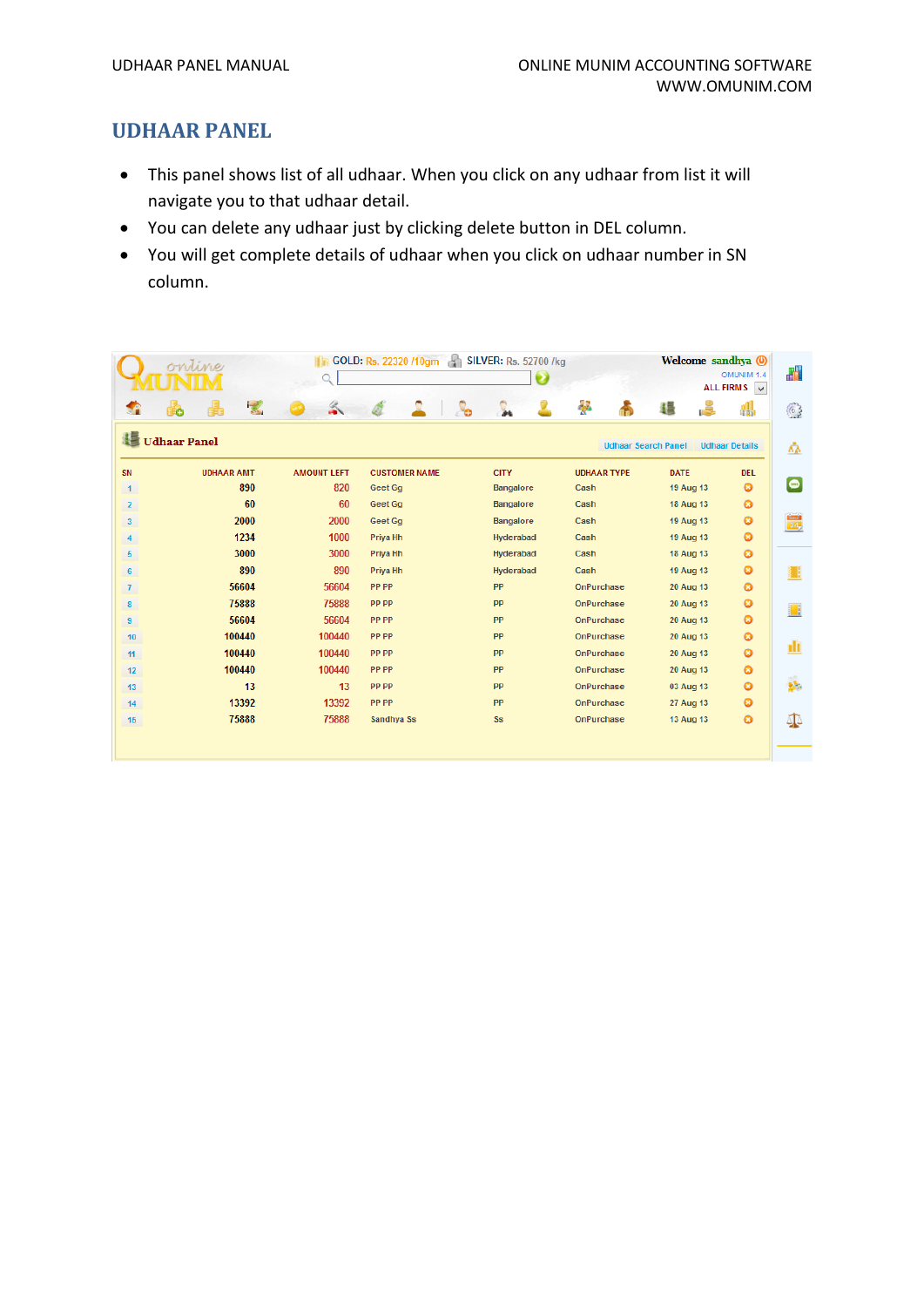# UDHAAR PANEL

- This panel shows list of all udhaar. When you click on any udhaar from list it will navigate you to that udhaar detail.
- You can delete any udhaar just by clicking delete button in DEL column.
- You will get complete details of udhaar when you click on udhaar number in SN column.

GOLD: Rs. 22320 /10gm SILVER: Rs. 52700 /kg

Welcome sandhya

OMUNIM 1.4

ALL FIRMS

Udhaar Panel

Udhaar Search Panel Udhaar Details

| SN | UDHAAR AMT | AMOUNT LEFT | CUSTOMER NAME | CITY | UDHAAR TYPE | DATE | DEL |
|---|---|---|---|---|---|---|---|
| 1 | 890 | 820 | Geet Gg | Bangalore | Cash | 19 Aug 13 | |
| 2 | 60 | 60 | Geet Gg | Bangalore | Cash | 18 Aug 13 | |
| 3 | 2000 | 2000 | Geet Gg | Bangalore | Cash | 19 Aug 13 | |
| 4 | 1234 | 1000 | Priya Hh | Hyderabad | Cash | 19 Aug 13 | |
| 5 | 3000 | 3000 | Priya Hh | Hyderabad | Cash | 18 Aug 13 | |
| 6 | 890 | 890 | Priya Hh | Hyderabad | Cash | 19 Aug 13 | |
| 7 | 56604 | 56604 | PP PP | PP | OnPurchase | 20 Aug 13 | |
| 8 | 75888 | 75888 | PP PP | PP | OnPurchase | 20 Aug 13 | |
| 9 | 56604 | 56604 | PP PP | PP | OnPurchase | 20 Aug 13 | |
| 10 | 100440 | 100440 | PP PP | PP | OnPurchase | 20 Aug 13 | |
| 11 | 100440 | 100440 | PP PP | PP | OnPurchase | 20 Aug 13 | |
| 12 | 100440 | 100440 | PP PP | PP | OnPurchase | 20 Aug 13 | |
| 13 | 13 | 13 | PP PP | PP | OnPurchase | 03 Aug 13 | |
| 14 | 13392 | 13392 | PP PP | PP | OnPurchase | 27 Aug 13 | |
| 15 | 75888 | 75888 | Sandhya Ss | Ss | OnPurchase | 13 Aug 13 | |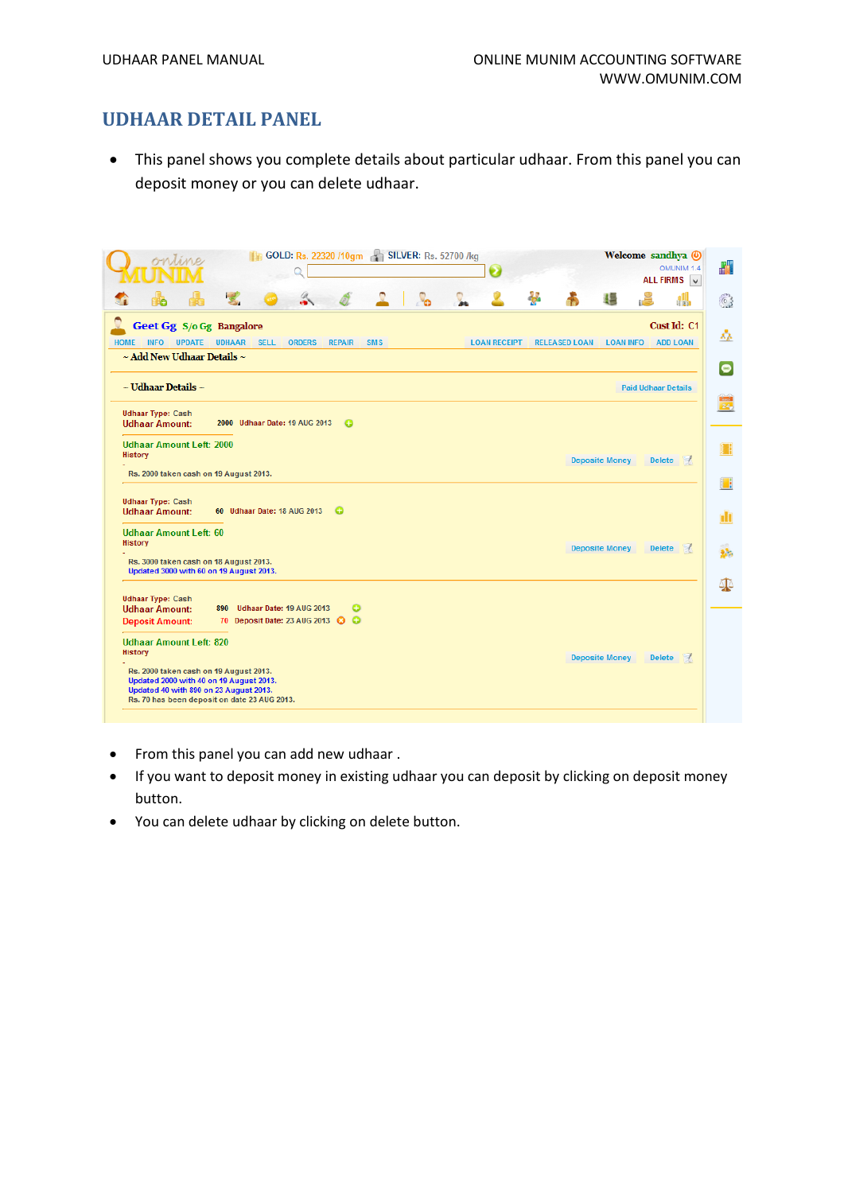## UDHAAR DETAIL PANEL

- This panel shows you complete details about particular udhaar. From this panel you can deposit money or you can delete udhaar.

- From this panel you can add new udhaar .
- If you want to deposit money in existing udhaar you can deposit by clicking on deposit money button.
- You can delete udhaar by clicking on delete button.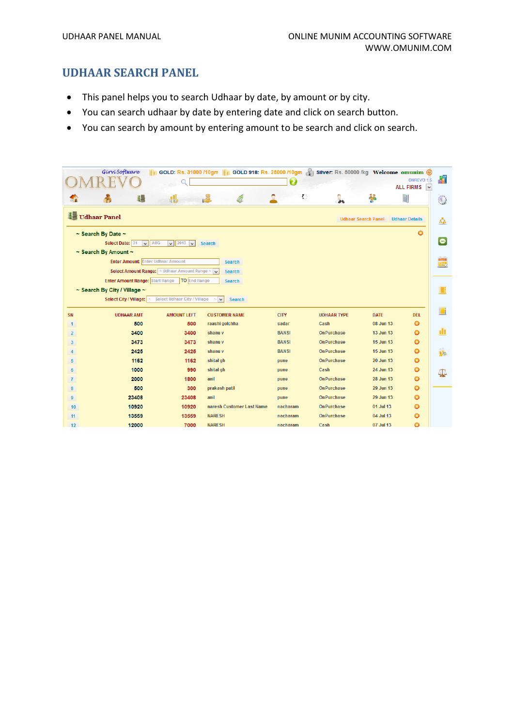# UDHAAR SEARCH PANEL

- This panel helps you to search Udhaar by date, by amount or by city.
- You can search udhaar by date by entering date and click on search button.
- You can search by amount by entering amount to be search and click on search.

Udhaar Panel

Udhaar Search Panel | Udhaar Details

~ Search By Date ~

Select Date: 31 AUG 2013 Search

~ Search By Amount ~

Enter Amount: Enter Udhaar Amount Search

Select Amount Range: ~ Udhaar Amount Range ~ Search

Enter Amount Range: Start Range TO End Range Search

~ Search By City / Village ~

Select City / Village: ~ Select Udhaar City / Village ~ Search

| SN | UDHAAR AMT | AMOUNT LEFT | CUSTOMER NAME | CITY | UDHAAR TYPE | DATE | DEL |
|---|---|---|---|---|---|---|---|
| 1 | 500 | 500 | raashi golchha | sadar | Cash | 08 Jun 13 | |
| 2 | 3400 | 3400 | shanu v | BANSI | OnPurchase | 13 Jun 13 | |
| 3 | 3473 | 3473 | shanu v | BANSI | OnPurchase | 15 Jun 13 | |
| 4 | 2425 | 2425 | shanu v | BANSI | OnPurchase | 15 Jun 13 | |
| 5 | 1162 | 1162 | shital gh | pune | OnPurchase | 20 Jun 13 | |
| 6 | 1000 | 990 | shital gh | pune | Cash | 24 Jun 13 | |
| 7 | 2000 | 1800 | anil | pune | OnPurchase | 28 Jun 13 | |
| 8 | 500 | 300 | prakash patil | pune | OnPurchase | 29 Jun 13 | |
| 9 | 23408 | 23408 | anil | pune | OnPurchase | 29 Jun 13 | |
| 10 | 10920 | 10920 | naresh Customer Last Name | nacharam | OnPurchase | 01 Jul 13 | |
| 11 | 13559 | 13559 | NARESH | nacharam | OnPurchase | 04 Jul 13 | |
| 12 | 12000 | 7000 | NARESH | nacharam | Cash | 07 Jul 13 | |